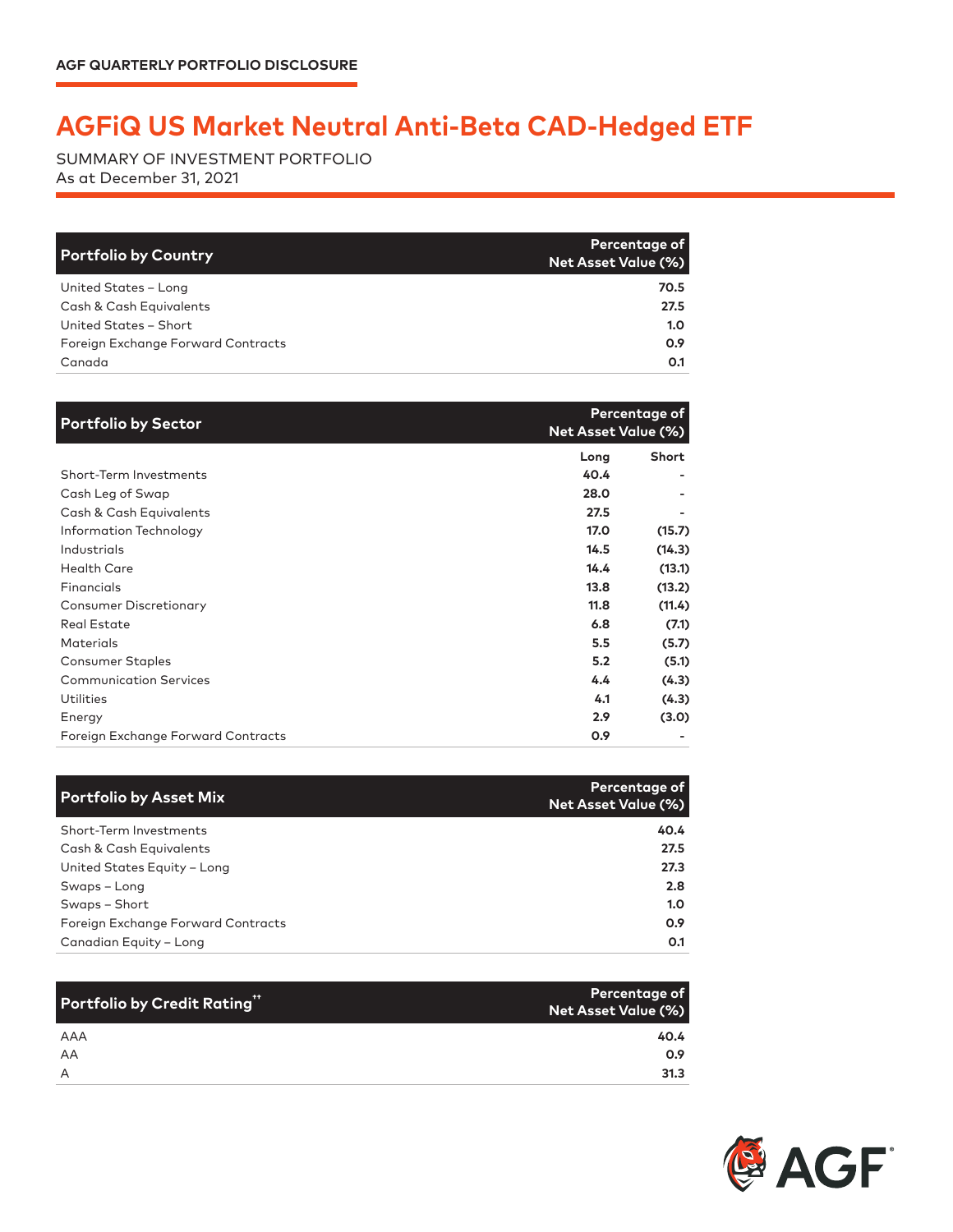AGF QUARTERLY PORTFOLIO DISCLOSURE

# AGFiQ US Market Neutral Anti-Beta CAD-Hedged ETF

SUMMARY OF INVESTMENT PORTFOLIO
As at December 31, 2021

| Portfolio by Country | Percentage of Net Asset Value (%) |
|---|---|
| United States – Long | 70.5 |
| Cash & Cash Equivalents | 27.5 |
| United States – Short | 1.0 |
| Foreign Exchange Forward Contracts | 0.9 |
| Canada | 0.1 |

| Portfolio by Sector | Percentage of Net Asset Value (%) | |
|---|---|---|
| | Long | Short |
| Short-Term Investments | 40.4 | - |
| Cash Leg of Swap | 28.0 | - |
| Cash & Cash Equivalents | 27.5 | - |
| Information Technology | 17.0 | (15.7) |
| Industrials | 14.5 | (14.3) |
| Health Care | 14.4 | (13.1) |
| Financials | 13.8 | (13.2) |
| Consumer Discretionary | 11.8 | (11.4) |
| Real Estate | 6.8 | (7.1) |
| Materials | 5.5 | (5.7) |
| Consumer Staples | 5.2 | (5.1) |
| Communication Services | 4.4 | (4.3) |
| Utilities | 4.1 | (4.3) |
| Energy | 2.9 | (3.0) |
| Foreign Exchange Forward Contracts | 0.9 | - |

| Portfolio by Asset Mix | Percentage of Net Asset Value (%) |
|---|---|
| Short-Term Investments | 40.4 |
| Cash & Cash Equivalents | 27.5 |
| United States Equity – Long | 27.3 |
| Swaps – Long | 2.8 |
| Swaps – Short | 1.0 |
| Foreign Exchange Forward Contracts | 0.9 |
| Canadian Equity – Long | 0.1 |

| Portfolio by Credit Rating[††] | Percentage of Net Asset Value (%) |
|---|---|
| AAA | 40.4 |
| AA | 0.9 |
| A | 31.3 |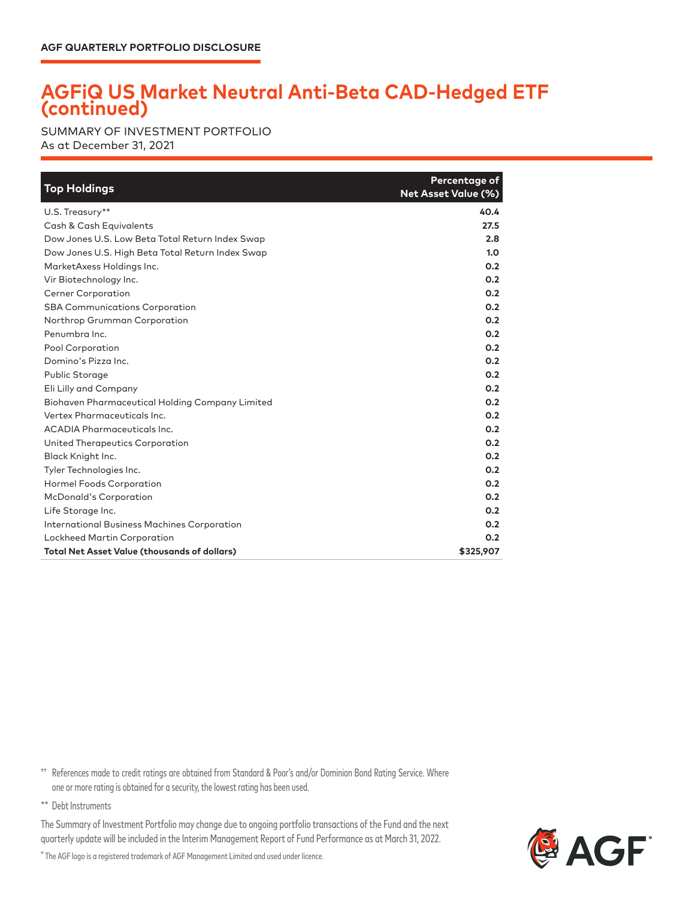AGF QUARTERLY PORTFOLIO DISCLOSURE

# AGFiQ US Market Neutral Anti-Beta CAD-Hedged ETF (continued)

SUMMARY OF INVESTMENT PORTFOLIO
As at December 31, 2021

| Top Holdings | Percentage of Net Asset Value (%) |
|---|---|
| U.S. Treasury** | **40.4** |
| Cash & Cash Equivalents | **27.5** |
| Dow Jones U.S. Low Beta Total Return Index Swap | **2.8** |
| Dow Jones U.S. High Beta Total Return Index Swap | **1.0** |
| MarketAxess Holdings Inc. | **0.2** |
| Vir Biotechnology Inc. | **0.2** |
| Cerner Corporation | **0.2** |
| SBA Communications Corporation | **0.2** |
| Northrop Grumman Corporation | **0.2** |
| Penumbra Inc. | **0.2** |
| Pool Corporation | **0.2** |
| Domino's Pizza Inc. | **0.2** |
| Public Storage | **0.2** |
| Eli Lilly and Company | **0.2** |
| Biohaven Pharmaceutical Holding Company Limited | **0.2** |
| Vertex Pharmaceuticals Inc. | **0.2** |
| ACADIA Pharmaceuticals Inc. | **0.2** |
| United Therapeutics Corporation | **0.2** |
| Black Knight Inc. | **0.2** |
| Tyler Technologies Inc. | **0.2** |
| Hormel Foods Corporation | **0.2** |
| McDonald's Corporation | **0.2** |
| Life Storage Inc. | **0.2** |
| International Business Machines Corporation | **0.2** |
| Lockheed Martin Corporation | **0.2** |
| **Total Net Asset Value (thousands of dollars)** | **$325,907** |

†† References made to credit ratings are obtained from Standard & Poor's and/or Dominion Bond Rating Service. Where one or more rating is obtained for a security, the lowest rating has been used.

** Debt Instruments

The Summary of Investment Portfolio may change due to ongoing portfolio transactions of the Fund and the next quarterly update will be included in the Interim Management Report of Fund Performance as at March 31, 2022.

® The AGF logo is a registered trademark of AGF Management Limited and used under licence.